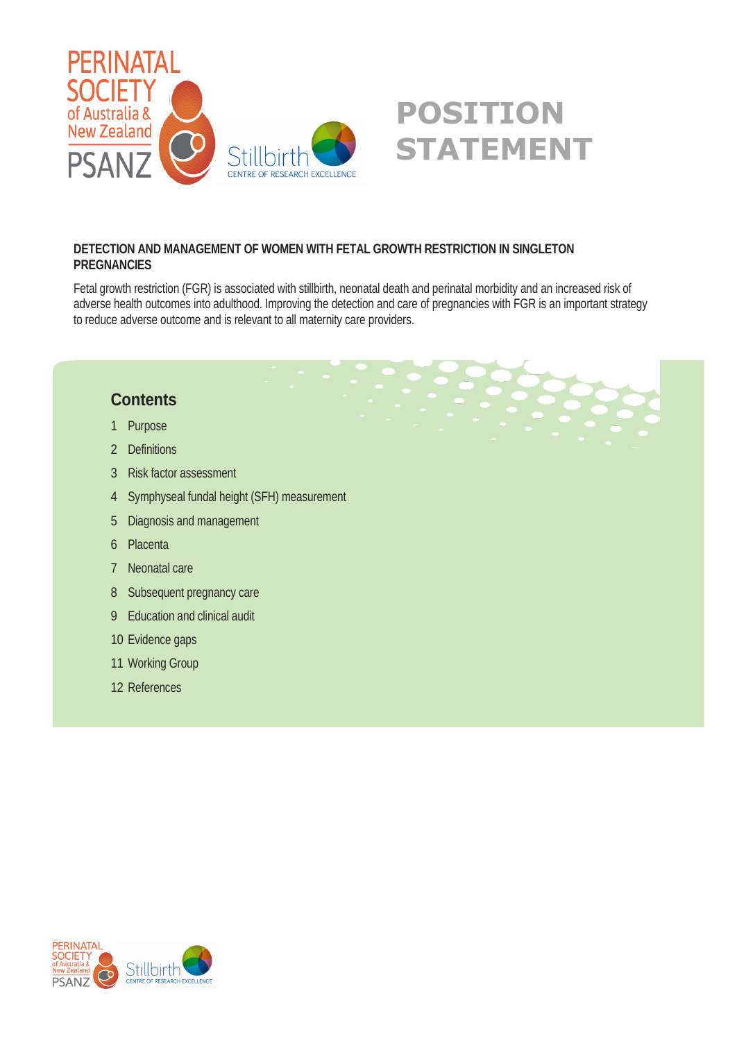# POSITION STATEMENT

## DETECTION AND MANAGEMENT OF WOMEN WITH FETAL GROWTH RESTRICTION IN SINGLETON PREGNANCIES

Fetal growth restriction (FGR) is associated with stillbirth, neonatal death and perinatal morbidity and an increased risk of adverse health outcomes into adulthood. Improving the detection and care of pregnancies with FGR is an important strategy to reduce adverse outcome and is relevant to all maternity care providers.

### Contents

1 Purpose
2 Definitions
3 Risk factor assessment
4 Symphyseal fundal height (SFH) measurement
5 Diagnosis and management
6 Placenta
7 Neonatal care
8 Subsequent pregnancy care
9 Education and clinical audit
10 Evidence gaps
11 Working Group
12 References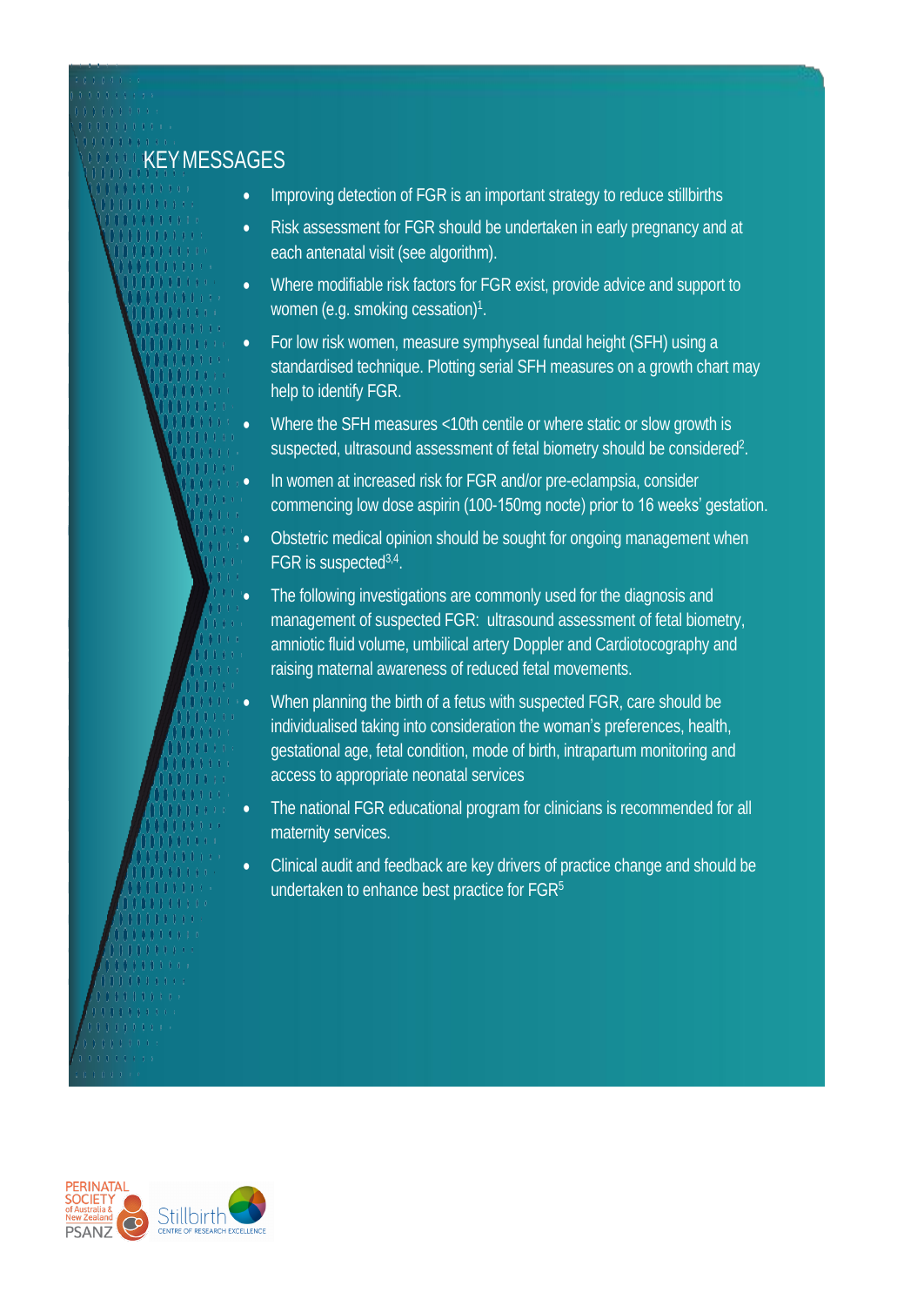## KEY MESSAGES

- Improving detection of FGR is an important strategy to reduce stillbirths
- Risk assessment for FGR should be undertaken in early pregnancy and at each antenatal visit (see algorithm).
- Where modifiable risk factors for FGR exist, provide advice and support to women (e.g. smoking cessation)[1].
- For low risk women, measure symphyseal fundal height (SFH) using a standardised technique. Plotting serial SFH measures on a growth chart may help to identify FGR.
- Where the SFH measures <10th centile or where static or slow growth is suspected, ultrasound assessment of fetal biometry should be considered[2].
- In women at increased risk for FGR and/or pre-eclampsia, consider commencing low dose aspirin (100-150mg nocte) prior to 16 weeks' gestation.
- Obstetric medical opinion should be sought for ongoing management when FGR is suspected[3,4].
- The following investigations are commonly used for the diagnosis and management of suspected FGR: ultrasound assessment of fetal biometry, amniotic fluid volume, umbilical artery Doppler and Cardiotocography and raising maternal awareness of reduced fetal movements.
- When planning the birth of a fetus with suspected FGR, care should be individualised taking into consideration the woman's preferences, health, gestational age, fetal condition, mode of birth, intrapartum monitoring and access to appropriate neonatal services
- The national FGR educational program for clinicians is recommended for all maternity services.
- Clinical audit and feedback are key drivers of practice change and should be undertaken to enhance best practice for FGR[5]

PERINATAL SOCIETY of Australia & New Zealand PSANZ

Stillbirth CENTRE OF RESEARCH EXCELLENCE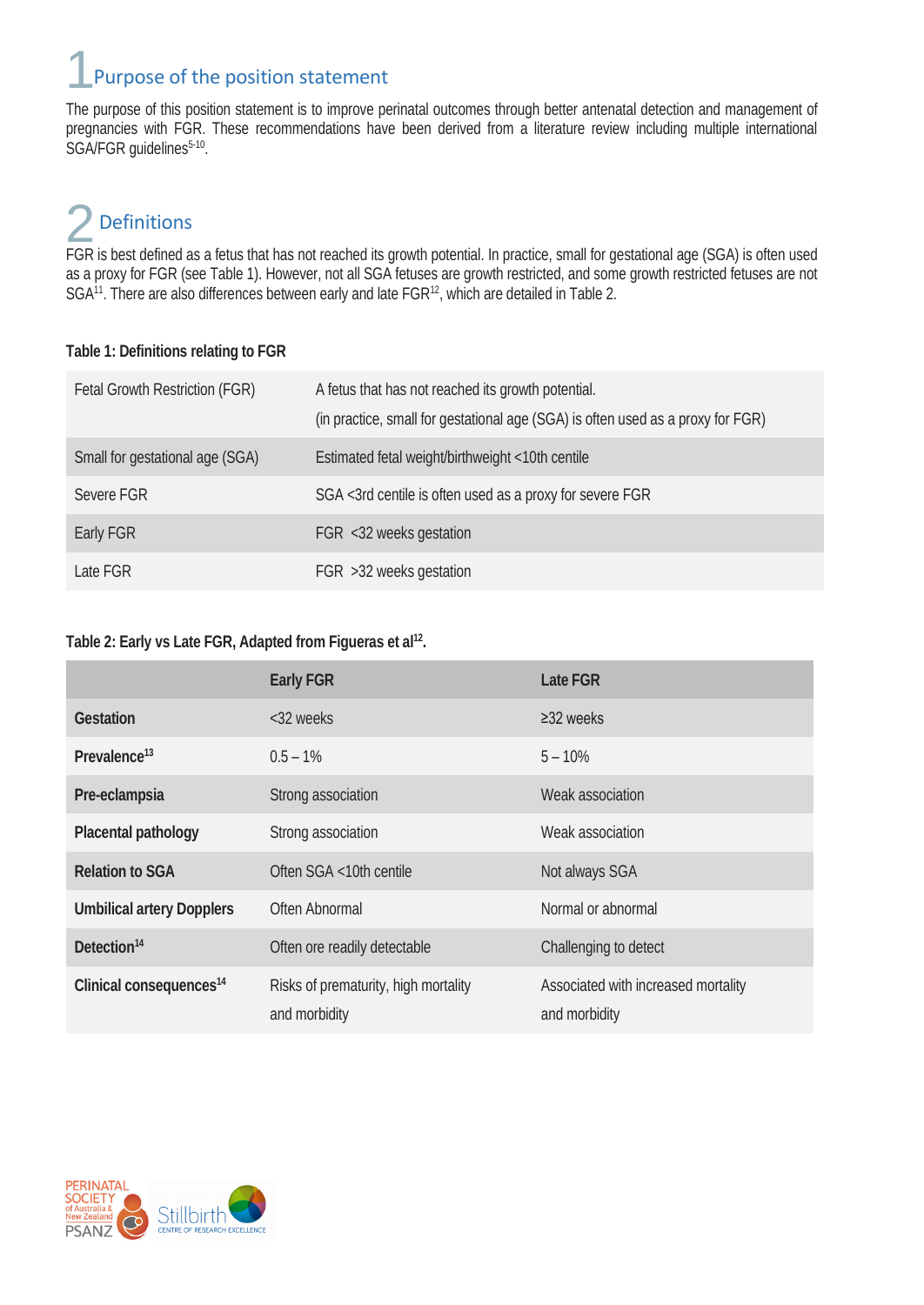# 1 Purpose of the position statement

The purpose of this position statement is to improve perinatal outcomes through better antenatal detection and management of pregnancies with FGR. These recommendations have been derived from a literature review including multiple international SGA/FGR guidelines[5-10].

# 2 Definitions

FGR is best defined as a fetus that has not reached its growth potential. In practice, small for gestational age (SGA) is often used as a proxy for FGR (see Table 1). However, not all SGA fetuses are growth restricted, and some growth restricted fetuses are not SGA[11]. There are also differences between early and late FGR[12], which are detailed in Table 2.

**Table 1: Definitions relating to FGR**

| | |
|---|---|
| Fetal Growth Restriction (FGR) | A fetus that has not reached its growth potential. (in practice, small for gestational age (SGA) is often used as a proxy for FGR) |
| Small for gestational age (SGA) | Estimated fetal weight/birthweight <10th centile |
| Severe FGR | SGA <3rd centile is often used as a proxy for severe FGR |
| Early FGR | FGR <32 weeks gestation |
| Late FGR | FGR >32 weeks gestation |

**Table 2: Early vs Late FGR, Adapted from Figueras et al[12].**

| | Early FGR | Late FGR |
|---|---|---|
| **Gestation** | <32 weeks | ≥32 weeks |
| **Prevalence[13]** | 0.5 – 1% | 5 – 10% |
| **Pre-eclampsia** | Strong association | Weak association |
| **Placental pathology** | Strong association | Weak association |
| **Relation to SGA** | Often SGA <10th centile | Not always SGA |
| **Umbilical artery Dopplers** | Often Abnormal | Normal or abnormal |
| **Detection[14]** | Often ore readily detectable | Challenging to detect |
| **Clinical consequences[14]** | Risks of prematurity, high mortality and morbidity | Associated with increased mortality and morbidity |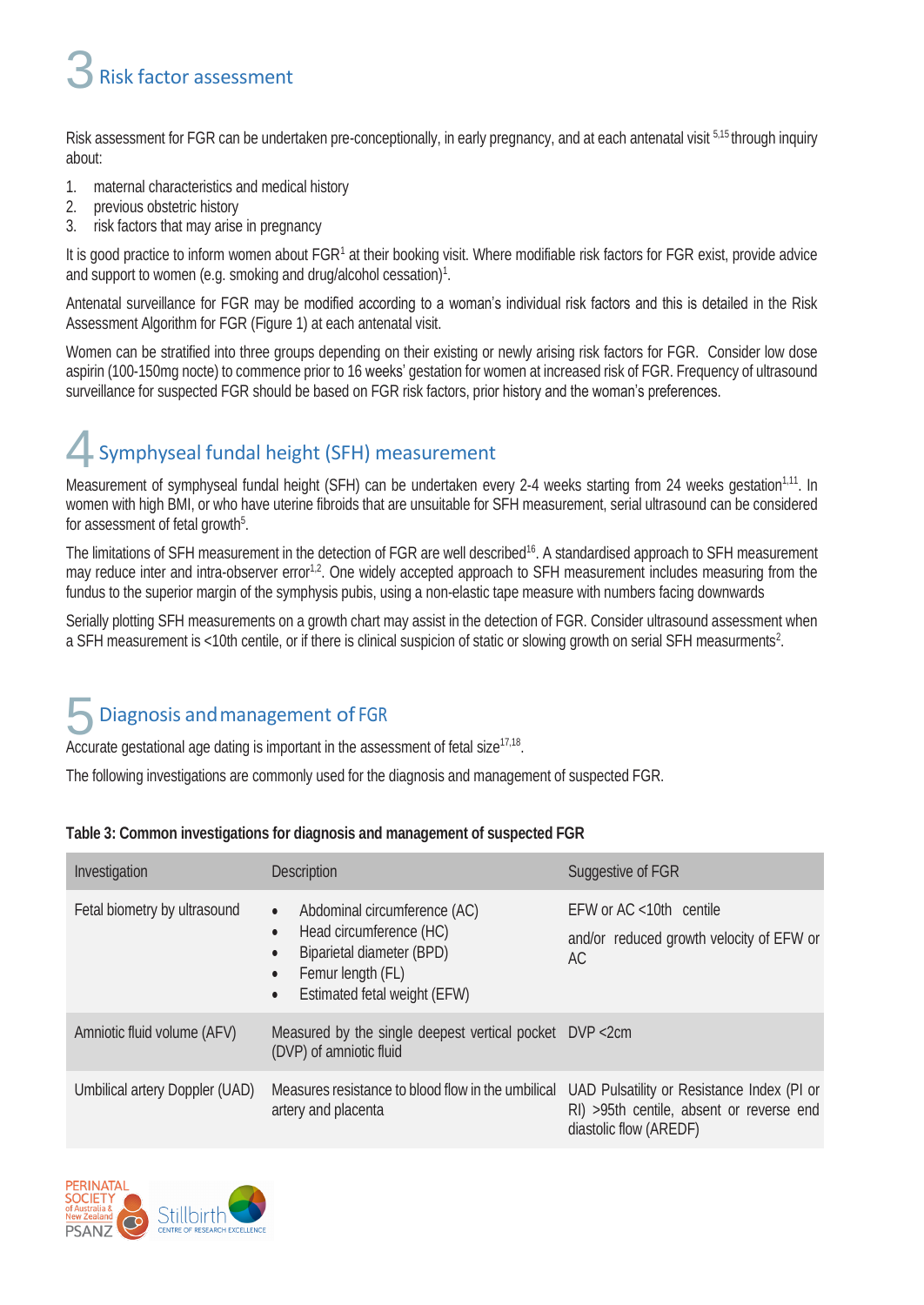# 3 Risk factor assessment

Risk assessment for FGR can be undertaken pre-conceptionally, in early pregnancy, and at each antenatal visit [5,15] through inquiry about:

1. maternal characteristics and medical history
2. previous obstetric history
3. risk factors that may arise in pregnancy

It is good practice to inform women about FGR[1] at their booking visit. Where modifiable risk factors for FGR exist, provide advice and support to women (e.g. smoking and drug/alcohol cessation)[1].

Antenatal surveillance for FGR may be modified according to a woman's individual risk factors and this is detailed in the Risk Assessment Algorithm for FGR (Figure 1) at each antenatal visit.

Women can be stratified into three groups depending on their existing or newly arising risk factors for FGR. Consider low dose aspirin (100-150mg nocte) to commence prior to 16 weeks' gestation for women at increased risk of FGR. Frequency of ultrasound surveillance for suspected FGR should be based on FGR risk factors, prior history and the woman's preferences.

# 4 Symphyseal fundal height (SFH) measurement

Measurement of symphyseal fundal height (SFH) can be undertaken every 2-4 weeks starting from 24 weeks gestation[1,11]. In women with high BMI, or who have uterine fibroids that are unsuitable for SFH measurement, serial ultrasound can be considered for assessment of fetal growth[5].

The limitations of SFH measurement in the detection of FGR are well described[16]. A standardised approach to SFH measurement may reduce inter and intra-observer error[1,2]. One widely accepted approach to SFH measurement includes measuring from the fundus to the superior margin of the symphysis pubis, using a non-elastic tape measure with numbers facing downwards

Serially plotting SFH measurements on a growth chart may assist in the detection of FGR. Consider ultrasound assessment when a SFH measurement is <10th centile, or if there is clinical suspicion of static or slowing growth on serial SFH measurments[2].

# 5 Diagnosis and management of FGR

Accurate gestational age dating is important in the assessment of fetal size[17,18].

The following investigations are commonly used for the diagnosis and management of suspected FGR.

**Table 3: Common investigations for diagnosis and management of suspected FGR**

| Investigation | Description | Suggestive of FGR |
|---|---|---|
| Fetal biometry by ultrasound | • Abdominal circumference (AC)<br>• Head circumference (HC)<br>• Biparietal diameter (BPD)<br>• Femur length (FL)<br>• Estimated fetal weight (EFW) | EFW or AC <10th centile<br>and/or reduced growth velocity of EFW or AC |
| Amniotic fluid volume (AFV) | Measured by the single deepest vertical pocket (DVP) of amniotic fluid | DVP <2cm |
| Umbilical artery Doppler (UAD) | Measures resistance to blood flow in the umbilical artery and placenta | UAD Pulsatility or Resistance Index (PI or RI) >95th centile, absent or reverse end diastolic flow (AREDF) |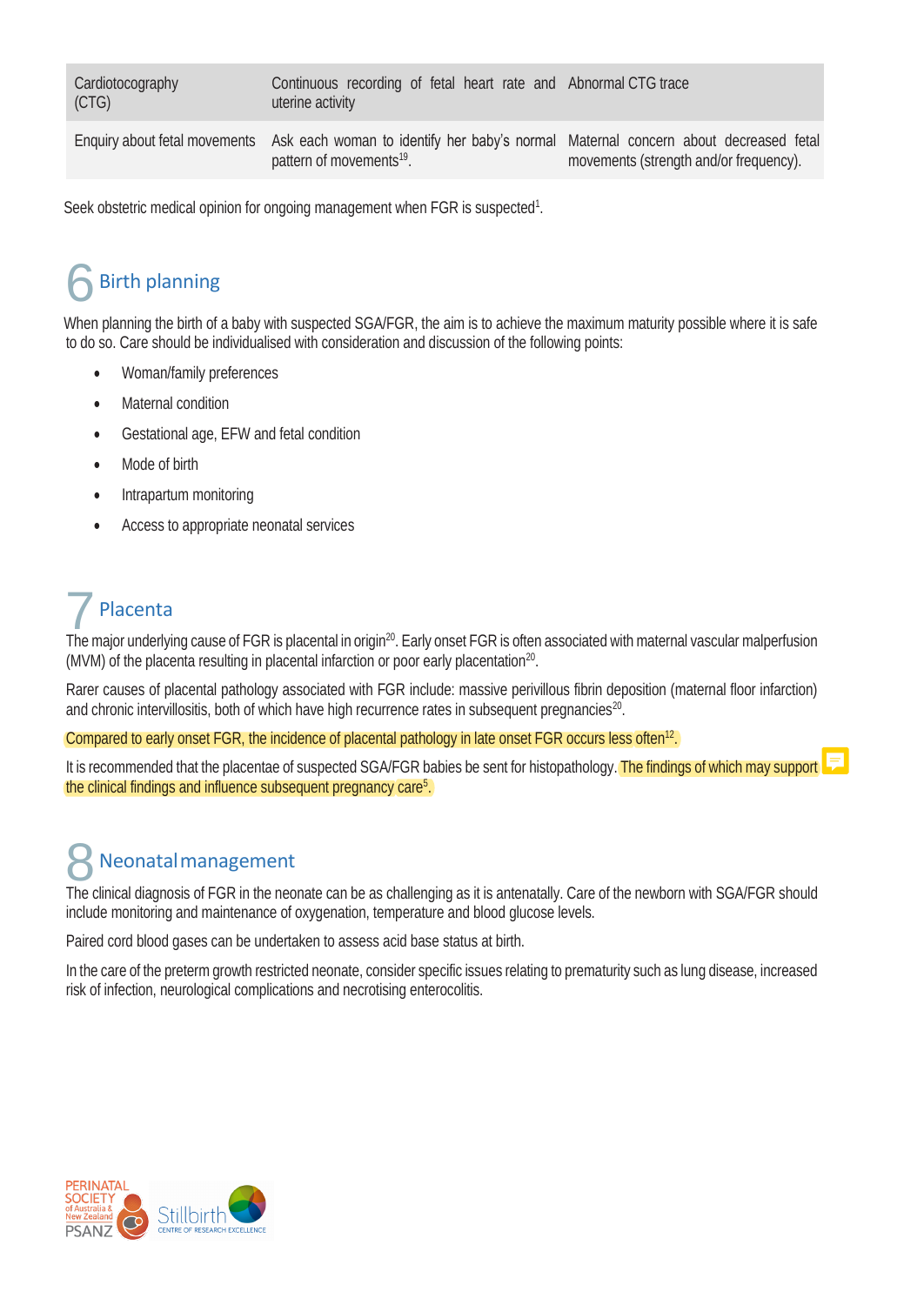| | | |
|---|---|---|
| Cardiotocography (CTG) | Continuous recording of fetal heart rate and uterine activity | Abnormal CTG trace |
| Enquiry about fetal movements | Ask each woman to identify her baby's normal pattern of movements[19]. | Maternal concern about decreased fetal movements (strength and/or frequency). |

Seek obstetric medical opinion for ongoing management when FGR is suspected[1].

## 6 Birth planning

When planning the birth of a baby with suspected SGA/FGR, the aim is to achieve the maximum maturity possible where it is safe to do so. Care should be individualised with consideration and discussion of the following points:

- Woman/family preferences
- Maternal condition
- Gestational age, EFW and fetal condition
- Mode of birth
- Intrapartum monitoring
- Access to appropriate neonatal services

## 7 Placenta

The major underlying cause of FGR is placental in origin[20]. Early onset FGR is often associated with maternal vascular malperfusion (MVM) of the placenta resulting in placental infarction or poor early placentation[20].

Rarer causes of placental pathology associated with FGR include: massive perivillous fibrin deposition (maternal floor infarction) and chronic intervillositis, both of which have high recurrence rates in subsequent pregnancies[20].

Compared to early onset FGR, the incidence of placental pathology in late onset FGR occurs less often[12].

It is recommended that the placentae of suspected SGA/FGR babies be sent for histopathology. The findings of which may support the clinical findings and influence subsequent pregnancy care[5].

## 8 Neonatal management

The clinical diagnosis of FGR in the neonate can be as challenging as it is antenatally. Care of the newborn with SGA/FGR should include monitoring and maintenance of oxygenation, temperature and blood glucose levels.

Paired cord blood gases can be undertaken to assess acid base status at birth.

In the care of the preterm growth restricted neonate, consider specific issues relating to prematurity such as lung disease, increased risk of infection, neurological complications and necrotising enterocolitis.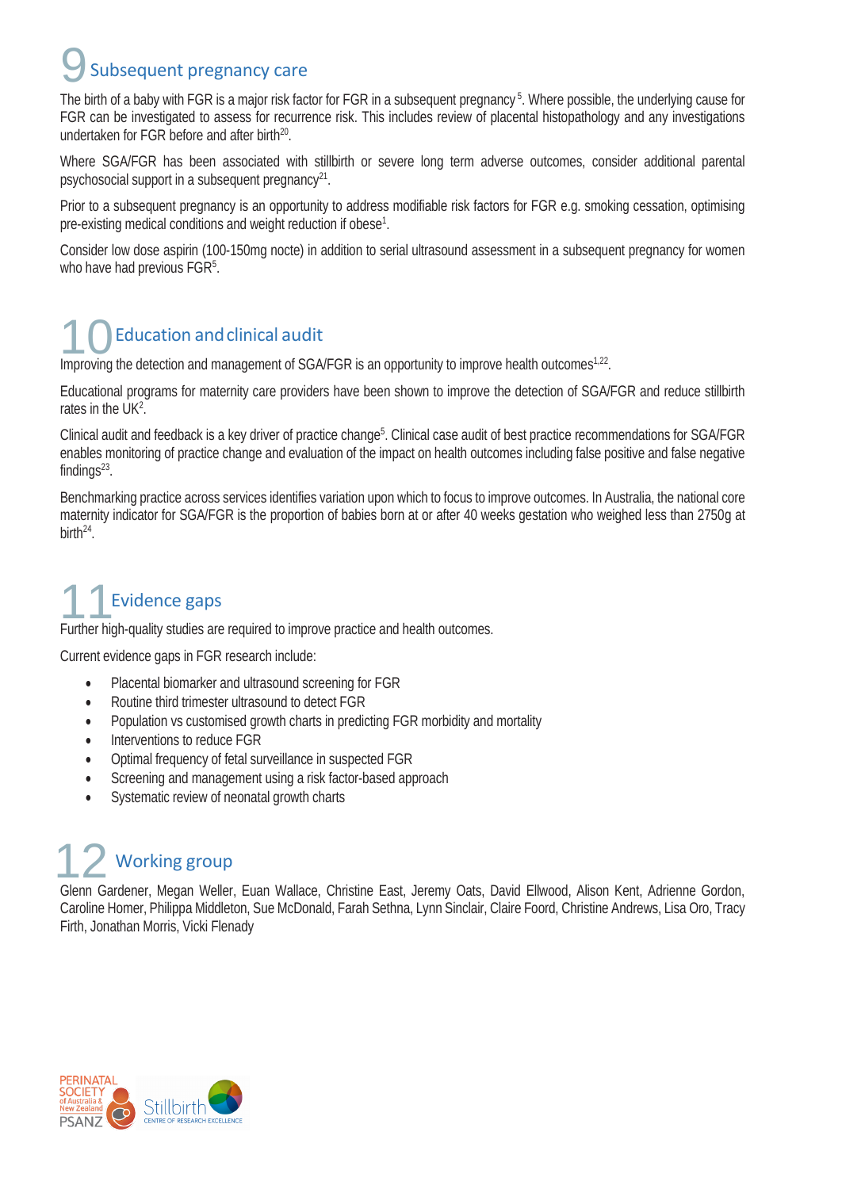## 9 Subsequent pregnancy care

The birth of a baby with FGR is a major risk factor for FGR in a subsequent pregnancy[5]. Where possible, the underlying cause for FGR can be investigated to assess for recurrence risk. This includes review of placental histopathology and any investigations undertaken for FGR before and after birth[20].

Where SGA/FGR has been associated with stillbirth or severe long term adverse outcomes, consider additional parental psychosocial support in a subsequent pregnancy[21].

Prior to a subsequent pregnancy is an opportunity to address modifiable risk factors for FGR e.g. smoking cessation, optimising pre-existing medical conditions and weight reduction if obese[1].

Consider low dose aspirin (100-150mg nocte) in addition to serial ultrasound assessment in a subsequent pregnancy for women who have had previous FGR[5].

## 10 Education and clinical audit

Improving the detection and management of SGA/FGR is an opportunity to improve health outcomes[1,22].

Educational programs for maternity care providers have been shown to improve the detection of SGA/FGR and reduce stillbirth rates in the UK[2].

Clinical audit and feedback is a key driver of practice change[5]. Clinical case audit of best practice recommendations for SGA/FGR enables monitoring of practice change and evaluation of the impact on health outcomes including false positive and false negative findings[23].

Benchmarking practice across services identifies variation upon which to focus to improve outcomes. In Australia, the national core maternity indicator for SGA/FGR is the proportion of babies born at or after 40 weeks gestation who weighed less than 2750g at birth[24].

## 11 Evidence gaps

Further high-quality studies are required to improve practice and health outcomes.

Current evidence gaps in FGR research include:

- Placental biomarker and ultrasound screening for FGR
- Routine third trimester ultrasound to detect FGR
- Population vs customised growth charts in predicting FGR morbidity and mortality
- Interventions to reduce FGR
- Optimal frequency of fetal surveillance in suspected FGR
- Screening and management using a risk factor-based approach
- Systematic review of neonatal growth charts

## 12 Working group

Glenn Gardener, Megan Weller, Euan Wallace, Christine East, Jeremy Oats, David Ellwood, Alison Kent, Adrienne Gordon, Caroline Homer, Philippa Middleton, Sue McDonald, Farah Sethna, Lynn Sinclair, Claire Foord, Christine Andrews, Lisa Oro, Tracy Firth, Jonathan Morris, Vicki Flenady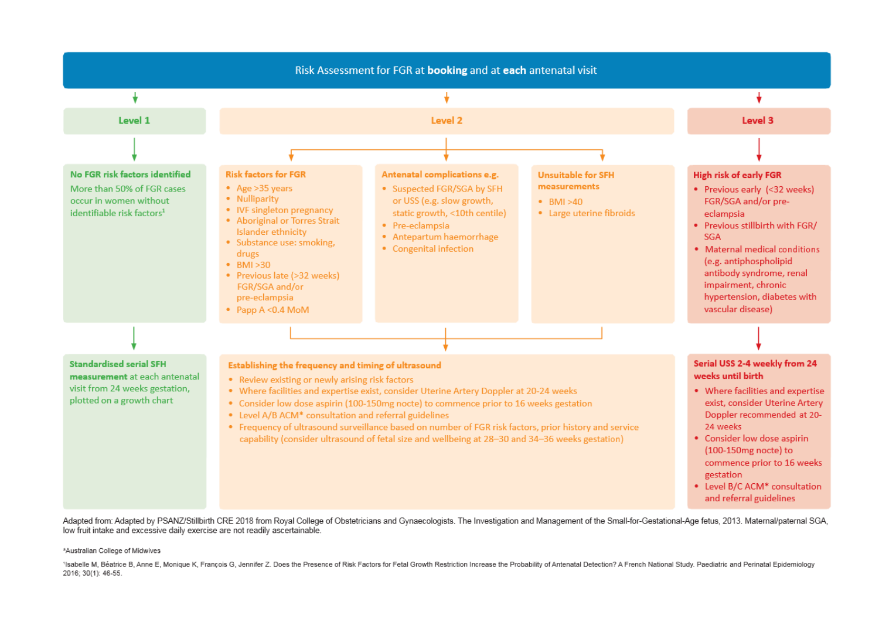## Risk Assessment for FGR at **booking** and at **each** antenatal visit

### Level 1

**No FGR risk factors identified**

More than 50% of FGR cases occur in women without identifiable risk factors[1]

**Standardised serial SFH measurement** at each antenatal visit from 24 weeks gestation, plotted on a growth chart

### Level 2

**Risk factors for FGR**

- Age >35 years
- Nulliparity
- IVF singleton pregnancy
- Aboriginal or Torres Strait Islander ethnicity
- Substance use: smoking, drugs
- BMI >30
- Previous late (>32 weeks) FGR/SGA and/or pre-eclampsia
- Papp A <0.4 MoM

**Antenatal complications e.g.**

- Suspected FGR/SGA by SFH or USS (e.g. slow growth, static growth, <10th centile)
- Pre-eclampsia
- Antepartum haemorrhage
- Congenital infection

**Unsuitable for SFH measurements**

- BMI >40
- Large uterine fibroids

**Establishing the frequency and timing of ultrasound**

- Review existing or newly arising risk factors
- Where facilities and expertise exist, consider Uterine Artery Doppler at 20-24 weeks
- Consider low dose aspirin (100-150mg nocte) to commence prior to 16 weeks gestation
- Level A/B ACM* consultation and referral guidelines
- Frequency of ultrasound surveillance based on number of FGR risk factors, prior history and service capability (consider ultrasound of fetal size and wellbeing at 28–30 and 34–36 weeks gestation)

### Level 3

**High risk of early FGR**

- Previous early (<32 weeks) FGR/SGA and/or pre-eclampsia
- Previous stillbirth with FGR/SGA
- Maternal medical conditions (e.g. antiphospholipid antibody syndrome, renal impairment, chronic hypertension, diabetes with vascular disease)

**Serial USS 2-4 weekly from 24 weeks until birth**

- Where facilities and expertise exist, consider Uterine Artery Doppler recommended at 20-24 weeks
- Consider low dose aspirin (100-150mg nocte) to commence prior to 16 weeks gestation
- Level B/C ACM* consultation and referral guidelines

Adapted from: Adapted by PSANZ/Stillbirth CRE 2018 from Royal College of Obstetricians and Gynaecologists. The Investigation and Management of the Small-for-Gestational-Age fetus, 2013. Maternal/paternal SGA, low fruit intake and excessive daily exercise are not readily ascertainable.

*Australian College of Midwives

[1]Isabelle M, Béatrice B, Anne E, Monique K, François G, Jennifer Z. Does the Presence of Risk Factors for Fetal Growth Restriction Increase the Probability of Antenatal Detection? A French National Study. Paediatric and Perinatal Epidemiology 2016; 30(1): 46-55.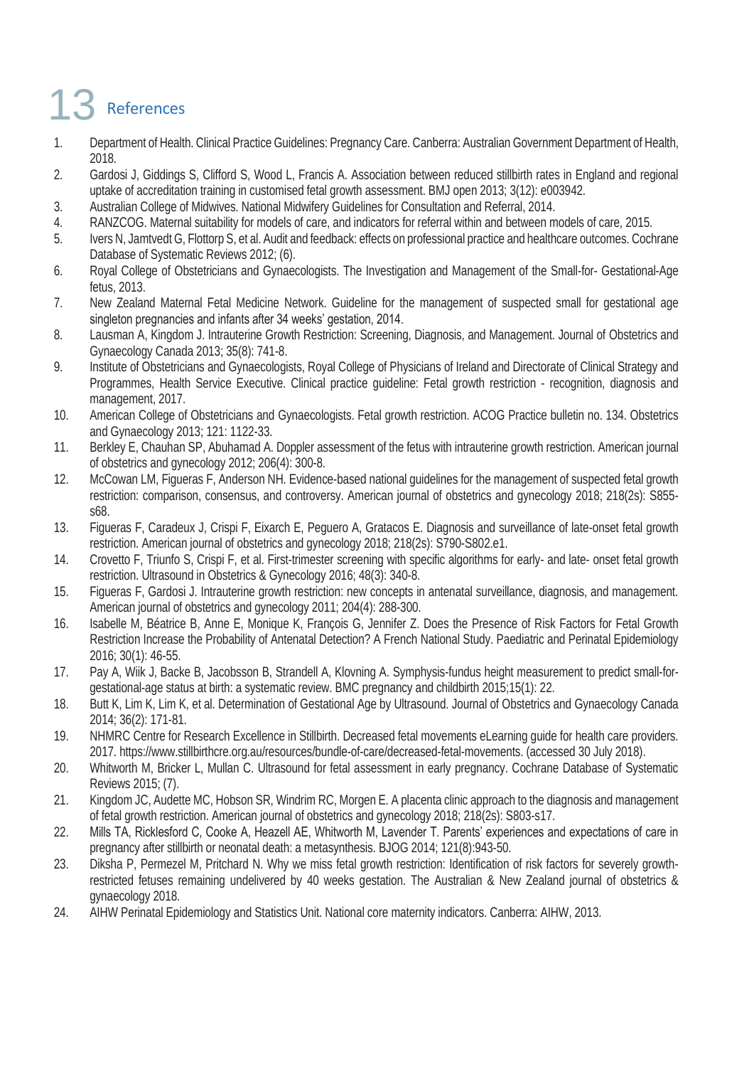# 13 References

1. Department of Health. Clinical Practice Guidelines: Pregnancy Care. Canberra: Australian Government Department of Health, 2018.
2. Gardosi J, Giddings S, Clifford S, Wood L, Francis A. Association between reduced stillbirth rates in England and regional uptake of accreditation training in customised fetal growth assessment. BMJ open 2013; 3(12): e003942.
3. Australian College of Midwives. National Midwifery Guidelines for Consultation and Referral, 2014.
4. RANZCOG. Maternal suitability for models of care, and indicators for referral within and between models of care, 2015.
5. Ivers N, Jamtvedt G, Flottorp S, et al. Audit and feedback: effects on professional practice and healthcare outcomes. Cochrane Database of Systematic Reviews 2012; (6).
6. Royal College of Obstetricians and Gynaecologists. The Investigation and Management of the Small-for- Gestational-Age fetus, 2013.
7. New Zealand Maternal Fetal Medicine Network. Guideline for the management of suspected small for gestational age singleton pregnancies and infants after 34 weeks' gestation, 2014.
8. Lausman A, Kingdom J. Intrauterine Growth Restriction: Screening, Diagnosis, and Management. Journal of Obstetrics and Gynaecology Canada 2013; 35(8): 741-8.
9. Institute of Obstetricians and Gynaecologists, Royal College of Physicians of Ireland and Directorate of Clinical Strategy and Programmes, Health Service Executive. Clinical practice guideline: Fetal growth restriction - recognition, diagnosis and management, 2017.
10. American College of Obstetricians and Gynaecologists. Fetal growth restriction. ACOG Practice bulletin no. 134. Obstetrics and Gynaecology 2013; 121: 1122-33.
11. Berkley E, Chauhan SP, Abuhamad A. Doppler assessment of the fetus with intrauterine growth restriction. American journal of obstetrics and gynecology 2012; 206(4): 300-8.
12. McCowan LM, Figueras F, Anderson NH. Evidence-based national guidelines for the management of suspected fetal growth restriction: comparison, consensus, and controversy. American journal of obstetrics and gynecology 2018; 218(2s): S855-s68.
13. Figueras F, Caradeux J, Crispi F, Eixarch E, Peguero A, Gratacos E. Diagnosis and surveillance of late-onset fetal growth restriction. American journal of obstetrics and gynecology 2018; 218(2s): S790-S802.e1.
14. Crovetto F, Triunfo S, Crispi F, et al. First-trimester screening with specific algorithms for early- and late- onset fetal growth restriction. Ultrasound in Obstetrics & Gynecology 2016; 48(3): 340-8.
15. Figueras F, Gardosi J. Intrauterine growth restriction: new concepts in antenatal surveillance, diagnosis, and management. American journal of obstetrics and gynecology 2011; 204(4): 288-300.
16. Isabelle M, Béatrice B, Anne E, Monique K, François G, Jennifer Z. Does the Presence of Risk Factors for Fetal Growth Restriction Increase the Probability of Antenatal Detection? A French National Study. Paediatric and Perinatal Epidemiology 2016; 30(1): 46-55.
17. Pay A, Wiik J, Backe B, Jacobsson B, Strandell A, Klovning A. Symphysis-fundus height measurement to predict small-for-gestational-age status at birth: a systematic review. BMC pregnancy and childbirth 2015;15(1): 22.
18. Butt K, Lim K, Lim K, et al. Determination of Gestational Age by Ultrasound. Journal of Obstetrics and Gynaecology Canada 2014; 36(2): 171-81.
19. NHMRC Centre for Research Excellence in Stillbirth. Decreased fetal movements eLearning guide for health care providers. 2017. https://www.stillbirthcre.org.au/resources/bundle-of-care/decreased-fetal-movements. (accessed 30 July 2018).
20. Whitworth M, Bricker L, Mullan C. Ultrasound for fetal assessment in early pregnancy. Cochrane Database of Systematic Reviews 2015; (7).
21. Kingdom JC, Audette MC, Hobson SR, Windrim RC, Morgen E. A placenta clinic approach to the diagnosis and management of fetal growth restriction. American journal of obstetrics and gynecology 2018; 218(2s): S803-s17.
22. Mills TA, Ricklesford C, Cooke A, Heazell AE, Whitworth M, Lavender T. Parents' experiences and expectations of care in pregnancy after stillbirth or neonatal death: a metasynthesis. BJOG 2014; 121(8):943-50.
23. Diksha P, Permezel M, Pritchard N. Why we miss fetal growth restriction: Identification of risk factors for severely growth-restricted fetuses remaining undelivered by 40 weeks gestation. The Australian & New Zealand journal of obstetrics & gynaecology 2018.
24. AIHW Perinatal Epidemiology and Statistics Unit. National core maternity indicators. Canberra: AIHW, 2013.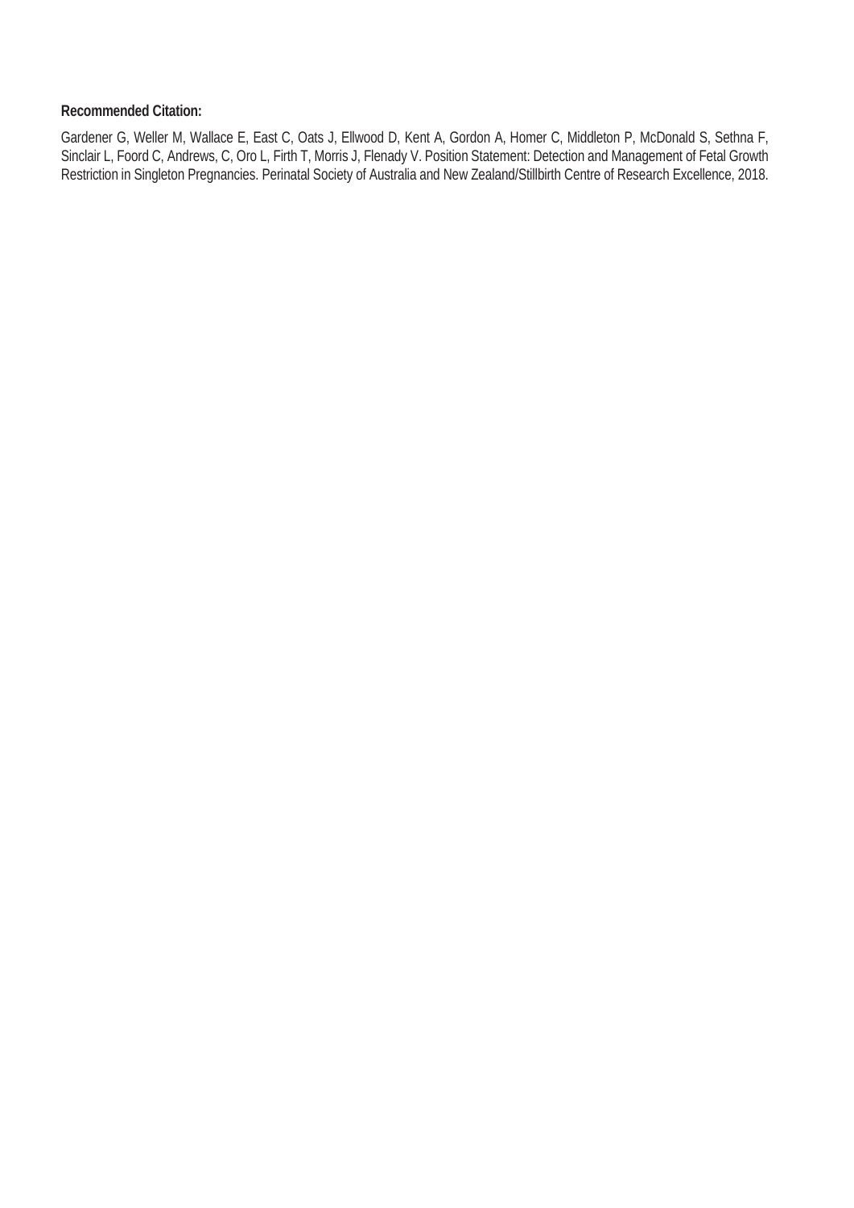**Recommended Citation:**

Gardener G, Weller M, Wallace E, East C, Oats J, Ellwood D, Kent A, Gordon A, Homer C, Middleton P, McDonald S, Sethna F, Sinclair L, Foord C, Andrews, C, Oro L, Firth T, Morris J, Flenady V. Position Statement: Detection and Management of Fetal Growth Restriction in Singleton Pregnancies. Perinatal Society of Australia and New Zealand/Stillbirth Centre of Research Excellence, 2018.